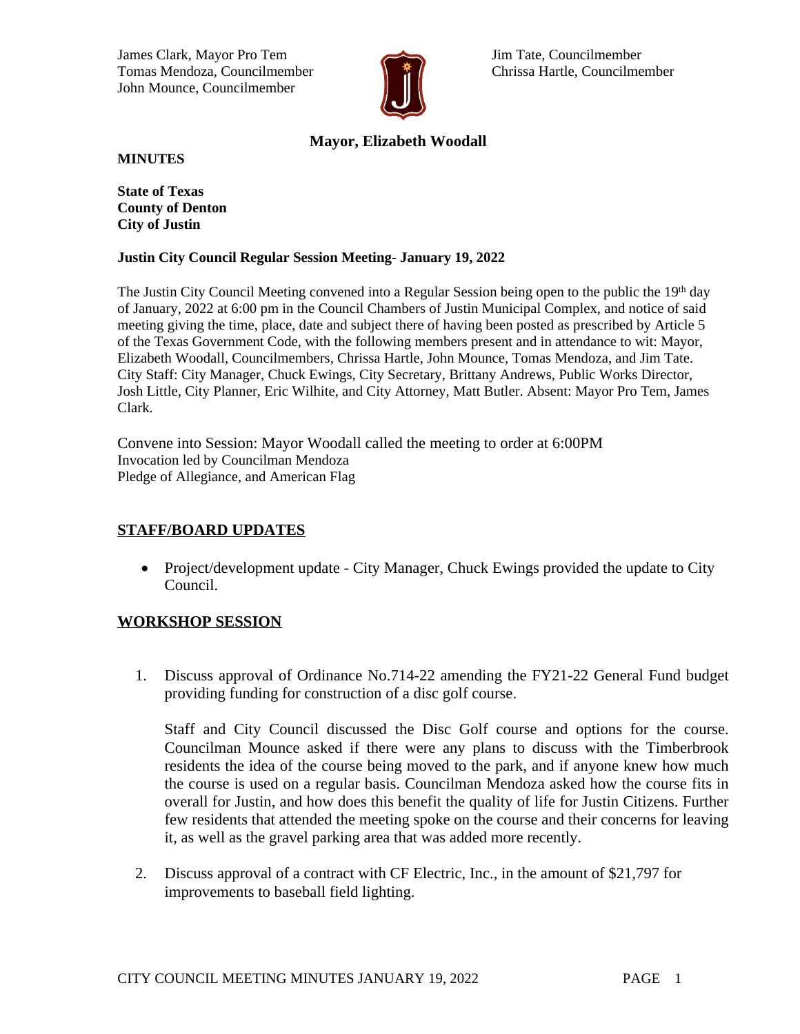James Clark, Mayor Pro Tem
Tomas Mendoza, Councilmember
John Mounce, Councilmember

Jim Tate, Councilmember
Chrissa Hartle, Councilmember

**Mayor, Elizabeth Woodall**

**MINUTES**

**State of Texas**
**County of Denton**
**City of Justin**

**Justin City Council Regular Session Meeting- January 19, 2022**

The Justin City Council Meeting convened into a Regular Session being open to the public the 19th day of January, 2022 at 6:00 pm in the Council Chambers of Justin Municipal Complex, and notice of said meeting giving the time, place, date and subject there of having been posted as prescribed by Article 5 of the Texas Government Code, with the following members present and in attendance to wit: Mayor, Elizabeth Woodall, Councilmembers, Chrissa Hartle, John Mounce, Tomas Mendoza, and Jim Tate. City Staff: City Manager, Chuck Ewings, City Secretary, Brittany Andrews, Public Works Director, Josh Little, City Planner, Eric Wilhite, and City Attorney, Matt Butler. Absent: Mayor Pro Tem, James Clark.

Convene into Session: Mayor Woodall called the meeting to order at 6:00PM
Invocation led by Councilman Mendoza
Pledge of Allegiance, and American Flag

## STAFF/BOARD UPDATES

- Project/development update - City Manager, Chuck Ewings provided the update to City Council.

## WORKSHOP SESSION

1. Discuss approval of Ordinance No.714-22 amending the FY21-22 General Fund budget providing funding for construction of a disc golf course.

   Staff and City Council discussed the Disc Golf course and options for the course. Councilman Mounce asked if there were any plans to discuss with the Timberbrook residents the idea of the course being moved to the park, and if anyone knew how much the course is used on a regular basis. Councilman Mendoza asked how the course fits in overall for Justin, and how does this benefit the quality of life for Justin Citizens. Further few residents that attended the meeting spoke on the course and their concerns for leaving it, as well as the gravel parking area that was added more recently.

2. Discuss approval of a contract with CF Electric, Inc., in the amount of $21,797 for improvements to baseball field lighting.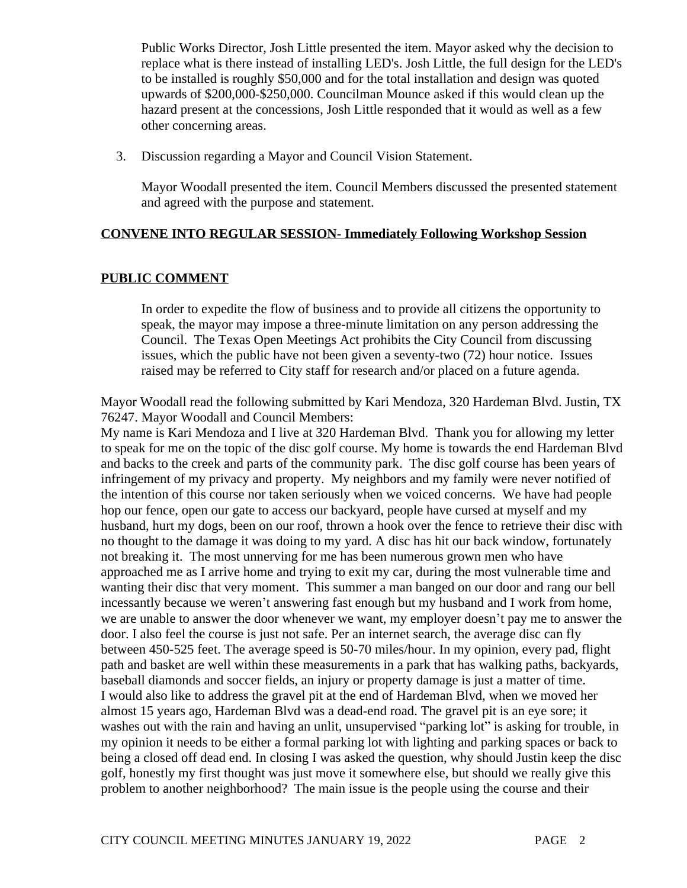Public Works Director, Josh Little presented the item. Mayor asked why the decision to replace what is there instead of installing LED's. Josh Little, the full design for the LED's to be installed is roughly $50,000 and for the total installation and design was quoted upwards of $200,000-$250,000. Councilman Mounce asked if this would clean up the hazard present at the concessions, Josh Little responded that it would as well as a few other concerning areas.

3. Discussion regarding a Mayor and Council Vision Statement.

   Mayor Woodall presented the item. Council Members discussed the presented statement and agreed with the purpose and statement.

**CONVENE INTO REGULAR SESSION- Immediately Following Workshop Session**

**PUBLIC COMMENT**

In order to expedite the flow of business and to provide all citizens the opportunity to speak, the mayor may impose a three-minute limitation on any person addressing the Council. The Texas Open Meetings Act prohibits the City Council from discussing issues, which the public have not been given a seventy-two (72) hour notice. Issues raised may be referred to City staff for research and/or placed on a future agenda.

Mayor Woodall read the following submitted by Kari Mendoza, 320 Hardeman Blvd. Justin, TX 76247. Mayor Woodall and Council Members:
My name is Kari Mendoza and I live at 320 Hardeman Blvd. Thank you for allowing my letter to speak for me on the topic of the disc golf course. My home is towards the end Hardeman Blvd and backs to the creek and parts of the community park. The disc golf course has been years of infringement of my privacy and property. My neighbors and my family were never notified of the intention of this course nor taken seriously when we voiced concerns. We have had people hop our fence, open our gate to access our backyard, people have cursed at myself and my husband, hurt my dogs, been on our roof, thrown a hook over the fence to retrieve their disc with no thought to the damage it was doing to my yard. A disc has hit our back window, fortunately not breaking it. The most unnerving for me has been numerous grown men who have approached me as I arrive home and trying to exit my car, during the most vulnerable time and wanting their disc that very moment. This summer a man banged on our door and rang our bell incessantly because we weren't answering fast enough but my husband and I work from home, we are unable to answer the door whenever we want, my employer doesn't pay me to answer the door. I also feel the course is just not safe. Per an internet search, the average disc can fly between 450-525 feet. The average speed is 50-70 miles/hour. In my opinion, every pad, flight path and basket are well within these measurements in a park that has walking paths, backyards, baseball diamonds and soccer fields, an injury or property damage is just a matter of time.
I would also like to address the gravel pit at the end of Hardeman Blvd, when we moved her almost 15 years ago, Hardeman Blvd was a dead-end road. The gravel pit is an eye sore; it washes out with the rain and having an unlit, unsupervised "parking lot" is asking for trouble, in my opinion it needs to be either a formal parking lot with lighting and parking spaces or back to being a closed off dead end. In closing I was asked the question, why should Justin keep the disc golf, honestly my first thought was just move it somewhere else, but should we really give this problem to another neighborhood? The main issue is the people using the course and their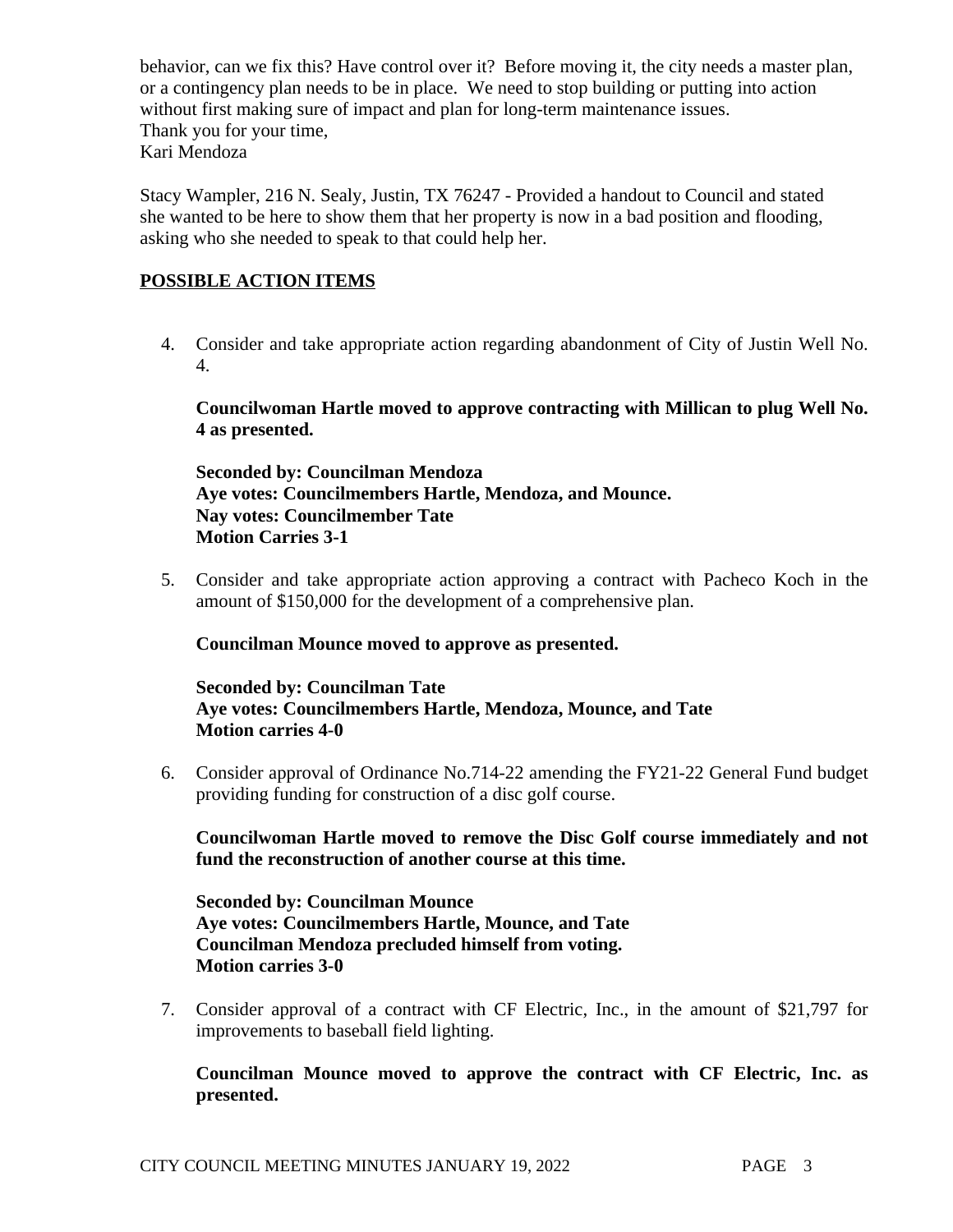behavior, can we fix this? Have control over it? Before moving it, the city needs a master plan, or a contingency plan needs to be in place. We need to stop building or putting into action without first making sure of impact and plan for long-term maintenance issues.
Thank you for your time,
Kari Mendoza

Stacy Wampler, 216 N. Sealy, Justin, TX 76247 - Provided a handout to Council and stated she wanted to be here to show them that her property is now in a bad position and flooding, asking who she needed to speak to that could help her.

**POSSIBLE ACTION ITEMS**

4. Consider and take appropriate action regarding abandonment of City of Justin Well No. 4.

   **Councilwoman Hartle moved to approve contracting with Millican to plug Well No. 4 as presented.**

   **Seconded by: Councilman Mendoza**
   **Aye votes: Councilmembers Hartle, Mendoza, and Mounce.**
   **Nay votes: Councilmember Tate**
   **Motion Carries 3-1**

5. Consider and take appropriate action approving a contract with Pacheco Koch in the amount of $150,000 for the development of a comprehensive plan.

   **Councilman Mounce moved to approve as presented.**

   **Seconded by: Councilman Tate**
   **Aye votes: Councilmembers Hartle, Mendoza, Mounce, and Tate**
   **Motion carries 4-0**

6. Consider approval of Ordinance No.714-22 amending the FY21-22 General Fund budget providing funding for construction of a disc golf course.

   **Councilwoman Hartle moved to remove the Disc Golf course immediately and not fund the reconstruction of another course at this time.**

   **Seconded by: Councilman Mounce**
   **Aye votes: Councilmembers Hartle, Mounce, and Tate**
   **Councilman Mendoza precluded himself from voting.**
   **Motion carries 3-0**

7. Consider approval of a contract with CF Electric, Inc., in the amount of $21,797 for improvements to baseball field lighting.

   **Councilman Mounce moved to approve the contract with CF Electric, Inc. as presented.**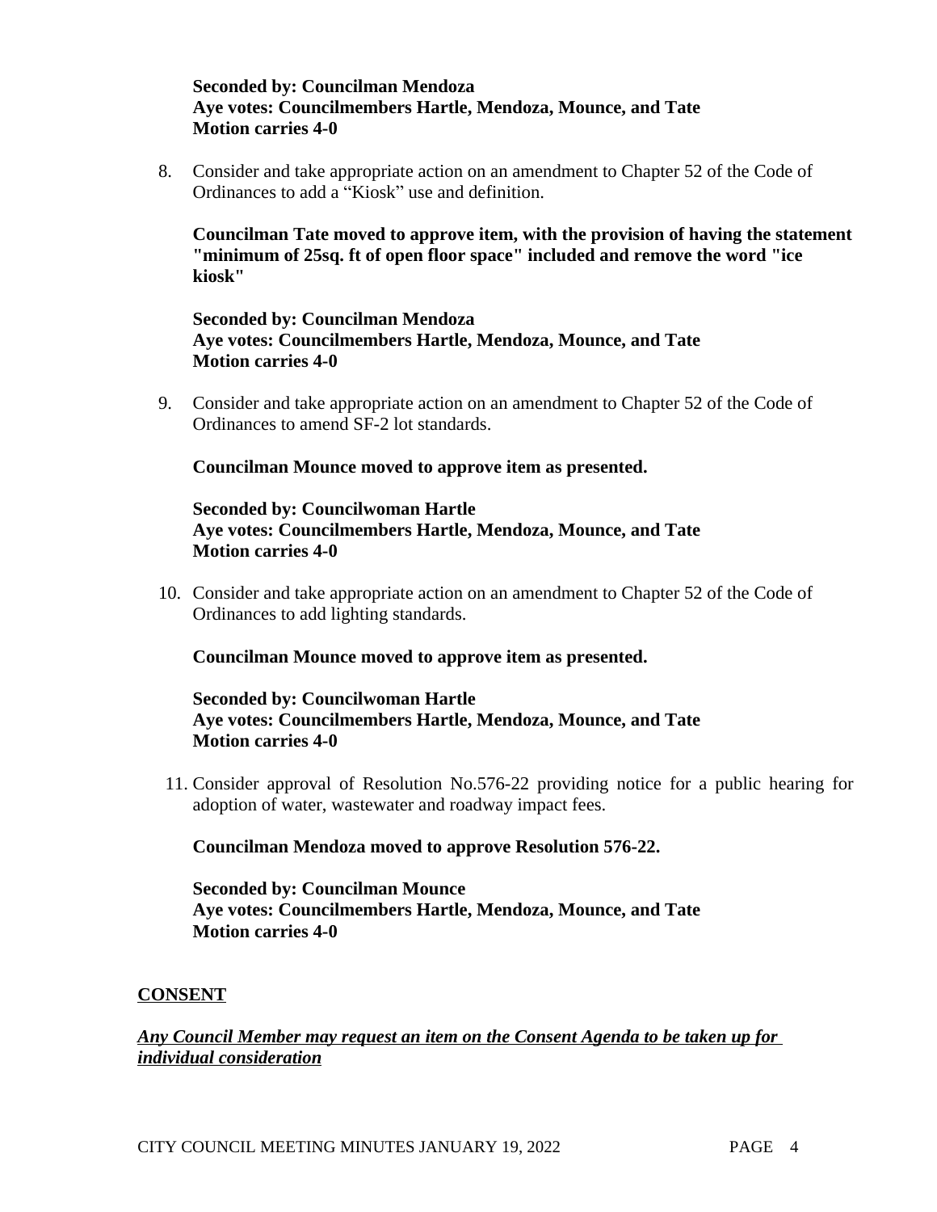**Seconded by: Councilman Mendoza**
**Aye votes: Councilmembers Hartle, Mendoza, Mounce, and Tate**
**Motion carries 4-0**

8. Consider and take appropriate action on an amendment to Chapter 52 of the Code of Ordinances to add a "Kiosk" use and definition.

   **Councilman Tate moved to approve item, with the provision of having the statement "minimum of 25sq. ft of open floor space" included and remove the word "ice kiosk"**

   **Seconded by: Councilman Mendoza**
   **Aye votes: Councilmembers Hartle, Mendoza, Mounce, and Tate**
   **Motion carries 4-0**

9. Consider and take appropriate action on an amendment to Chapter 52 of the Code of Ordinances to amend SF-2 lot standards.

   **Councilman Mounce moved to approve item as presented.**

   **Seconded by: Councilwoman Hartle**
   **Aye votes: Councilmembers Hartle, Mendoza, Mounce, and Tate**
   **Motion carries 4-0**

10. Consider and take appropriate action on an amendment to Chapter 52 of the Code of Ordinances to add lighting standards.

    **Councilman Mounce moved to approve item as presented.**

    **Seconded by: Councilwoman Hartle**
    **Aye votes: Councilmembers Hartle, Mendoza, Mounce, and Tate**
    **Motion carries 4-0**

11. Consider approval of Resolution No.576-22 providing notice for a public hearing for adoption of water, wastewater and roadway impact fees.

    **Councilman Mendoza moved to approve Resolution 576-22.**

    **Seconded by: Councilman Mounce**
    **Aye votes: Councilmembers Hartle, Mendoza, Mounce, and Tate**
    **Motion carries 4-0**

## CONSENT

***Any Council Member may request an item on the Consent Agenda to be taken up for individual consideration***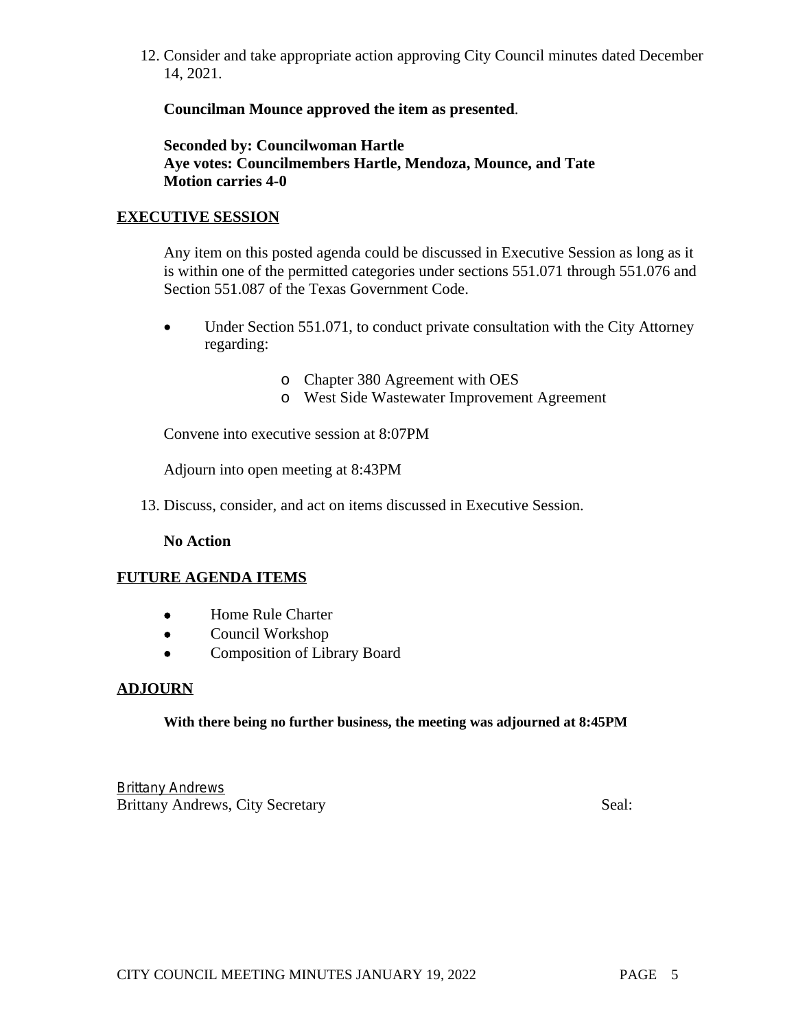12. Consider and take appropriate action approving City Council minutes dated December 14, 2021.

    **Councilman Mounce approved the item as presented**.

    **Seconded by: Councilwoman Hartle**
    **Aye votes: Councilmembers Hartle, Mendoza, Mounce, and Tate**
    **Motion carries 4-0**

## EXECUTIVE SESSION

Any item on this posted agenda could be discussed in Executive Session as long as it is within one of the permitted categories under sections 551.071 through 551.076 and Section 551.087 of the Texas Government Code.

- Under Section 551.071, to conduct private consultation with the City Attorney regarding:
    - Chapter 380 Agreement with OES
    - West Side Wastewater Improvement Agreement

Convene into executive session at 8:07PM

Adjourn into open meeting at 8:43PM

13. Discuss, consider, and act on items discussed in Executive Session.

    **No Action**

## FUTURE AGENDA ITEMS

- Home Rule Charter
- Council Workshop
- Composition of Library Board

## ADJOURN

**With there being no further business, the meeting was adjourned at 8:45PM**

Brittany Andrews
Brittany Andrews, City Secretary

Seal: